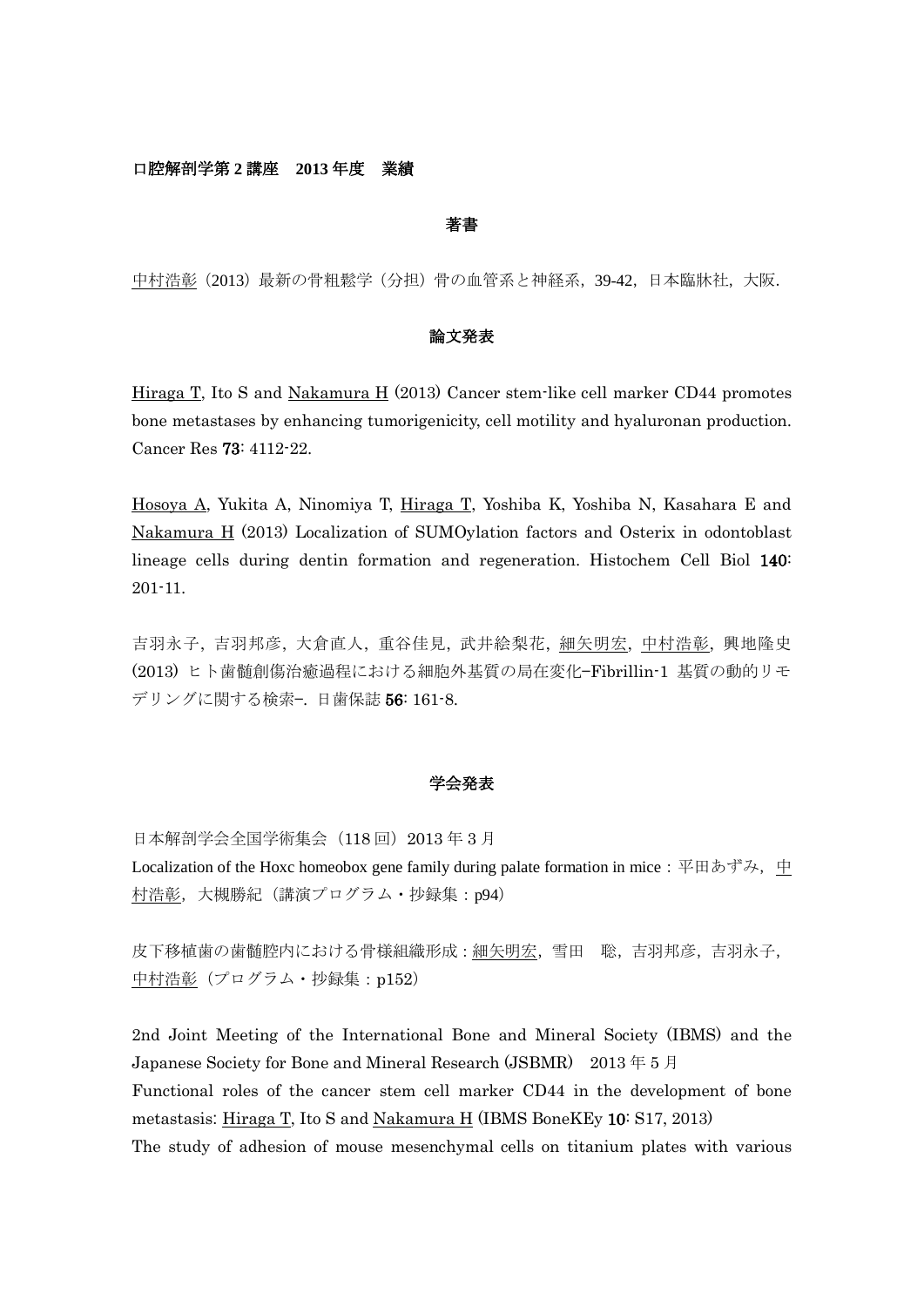**口腔解剖学第 2 講座　2013 年度　業績**

## 著書

<u>中村浩彰</u>（2013）最新の骨粗鬆学（分担）骨の血管系と神経系，39-42，日本臨牀社，大阪.

## 論文発表

<u>Hiraga T</u>, Ito S and <u>Nakamura H</u> (2013) Cancer stem-like cell marker CD44 promotes bone metastases by enhancing tumorigenicity, cell motility and hyaluronan production. Cancer Res **73**: 4112-22.

<u>Hosoya A</u>, Yukita A, Ninomiya T, <u>Hiraga T</u>, Yoshiba K, Yoshiba N, Kasahara E and <u>Nakamura H</u> (2013) Localization of SUMOylation factors and Osterix in odontoblast lineage cells during dentin formation and regeneration. Histochem Cell Biol **140**: 201-11.

吉羽永子，吉羽邦彦，大倉直人，重谷佳見，武井絵梨花，<u>細矢明宏</u>，<u>中村浩彰</u>，興地隆史 (2013) ヒト歯髄創傷治癒過程における細胞外基質の局在変化−Fibrillin-1 基質の動的リモデリングに関する検索−. 日歯保誌 **56**: 161-8.

## 学会発表

日本解剖学会全国学術集会（118 回）2013 年 3 月

Localization of the Hoxc homeobox gene family during palate formation in mice：平田あずみ，<u>中村浩彰</u>，大槻勝紀（講演プログラム・抄録集：p94）

皮下移植歯の歯髄腔内における骨様組織形成：<u>細矢明宏</u>，雪田　聡，吉羽邦彦，吉羽永子，<u>中村浩彰</u>（プログラム・抄録集：p152）

2nd Joint Meeting of the International Bone and Mineral Society (IBMS) and the Japanese Society for Bone and Mineral Research (JSBMR)　2013 年 5 月

Functional roles of the cancer stem cell marker CD44 in the development of bone metastasis: <u>Hiraga T</u>, Ito S and <u>Nakamura H</u> (IBMS BoneKEy **10**: S17, 2013)

The study of adhesion of mouse mesenchymal cells on titanium plates with various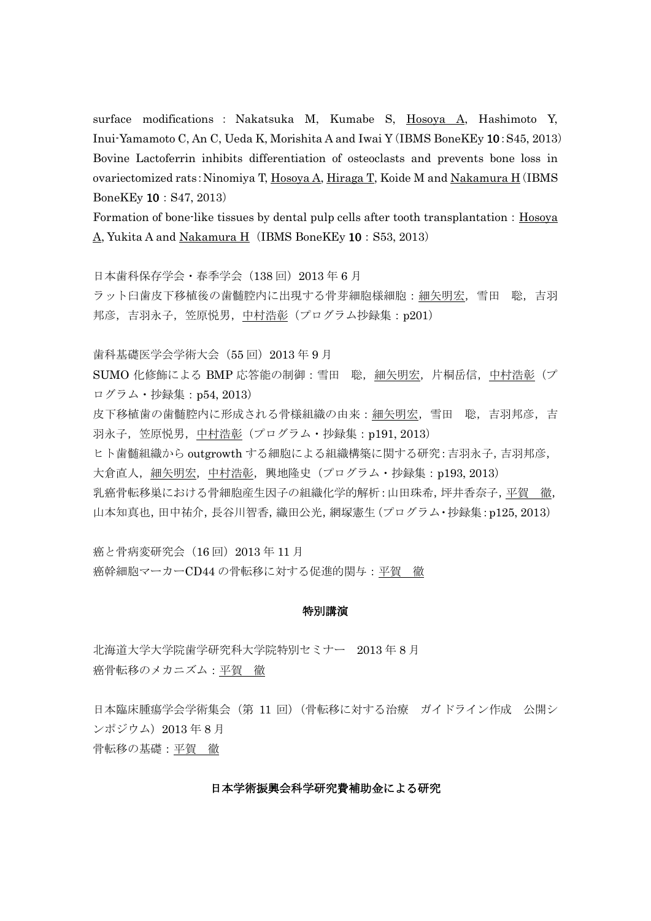surface modifications : Nakatsuka M, Kumabe S, Hosoya A, Hashimoto Y, Inui-Yamamoto C, An C, Ueda K, Morishita A and Iwai Y（IBMS BoneKEy **10**：S45, 2013）
Bovine Lactoferrin inhibits differentiation of osteoclasts and prevents bone loss in ovariectomized rats：Ninomiya T, Hosoya A, Hiraga T, Koide M and Nakamura H（IBMS BoneKEy **10**：S47, 2013）
Formation of bone-like tissues by dental pulp cells after tooth transplantation：Hosoya A, Yukita A and Nakamura H（IBMS BoneKEy **10**：S53, 2013）

日本歯科保存学会・春季学会（138 回）2013 年 6 月
ラット臼歯皮下移植後の歯髄腔内に出現する骨芽細胞様細胞：細矢明宏，雪田　聡，吉羽邦彦，吉羽永子，笠原悦男，中村浩彰（プログラム抄録集：p201）

歯科基礎医学会学術大会（55 回）2013 年 9 月
SUMO 化修飾による BMP 応答能の制御：雪田　聡，細矢明宏，片桐岳信，中村浩彰（プログラム・抄録集：p54, 2013）
皮下移植歯の歯髄腔内に形成される骨様組織の由来：細矢明宏，雪田　聡，吉羽邦彦，吉羽永子，笠原悦男，中村浩彰（プログラム・抄録集：p191, 2013）
ヒト歯髄組織から outgrowth する細胞による組織構築に関する研究：吉羽永子，吉羽邦彦，大倉直人，細矢明宏，中村浩彰，興地隆史（プログラム・抄録集：p193, 2013）
乳癌骨転移巣における骨細胞産生因子の組織化学的解析：山田珠希，坪井香奈子，平賀　徹，山本知真也，田中祐介，長谷川智香，織田公光，網塚憲生（プログラム・抄録集：p125, 2013）

癌と骨病変研究会（16 回）2013 年 11 月
癌幹細胞マーカーCD44 の骨転移に対する促進的関与：平賀　徹

**特別講演**

北海道大学大学院歯学研究科大学院特別セミナー　2013 年 8 月
癌骨転移のメカニズム：平賀　徹

日本臨床腫瘍学会学術集会（第 11 回）（骨転移に対する治療　ガイドライン作成　公開シンポジウム）2013 年 8 月
骨転移の基礎：平賀　徹

**日本学術振興会科学研究費補助金による研究**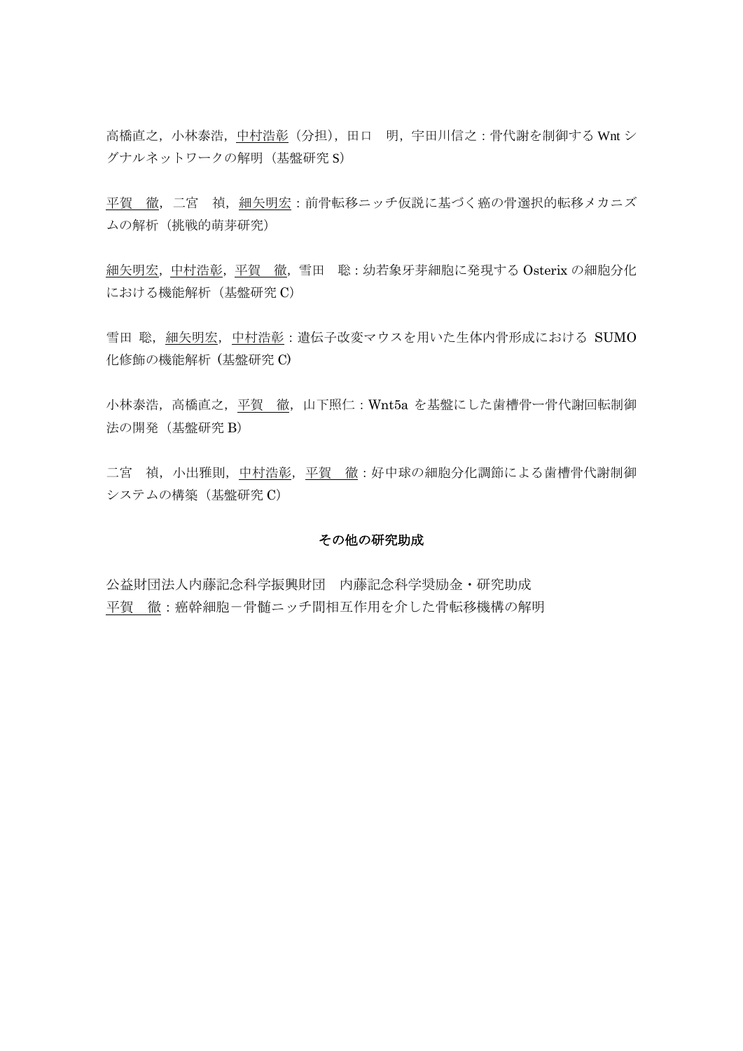高橋直之，小林泰浩，中村浩彰（分担），田口　明，宇田川信之：骨代謝を制御する Wnt シグナルネットワークの解明（基盤研究 S）

平賀　徹，二宮　禎，細矢明宏：前骨転移ニッチ仮説に基づく癌の骨選択的転移メカニズムの解析（挑戦的萌芽研究）

細矢明宏，中村浩彰，平賀　徹，雪田　聡：幼若象牙芽細胞に発現する Osterix の細胞分化における機能解析（基盤研究 C）

雪田 聡，細矢明宏，中村浩彰：遺伝子改変マウスを用いた生体内骨形成における SUMO 化修飾の機能解析（基盤研究 C）

小林泰浩，高橋直之，平賀　徹，山下照仁：Wnt5a を基盤にした歯槽骨―骨代謝回転制御法の開発（基盤研究 B）

二宮　禎，小出雅則，中村浩彰，平賀　徹：好中球の細胞分化調節による歯槽骨代謝制御システムの構築（基盤研究 C）

**その他の研究助成**

公益財団法人内藤記念科学振興財団　内藤記念科学奨励金・研究助成
平賀　徹：癌幹細胞－骨髄ニッチ間相互作用を介した骨転移機構の解明